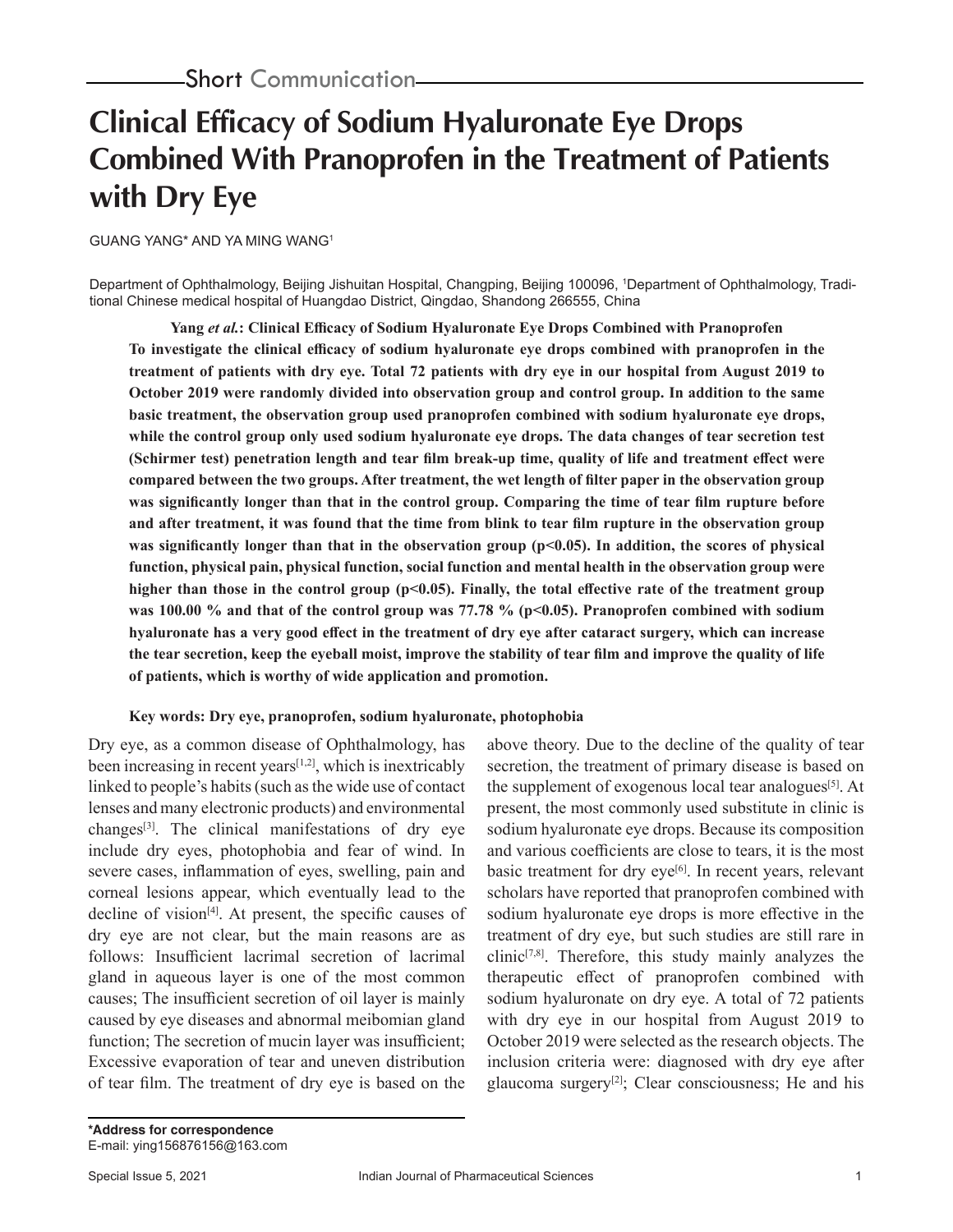Short Communication

# Clinical Efficacy of Sodium Hyaluronate Eye Drops Combined With Pranoprofen in the Treatment of Patients with Dry Eye

GUANG YANG* AND YA MING WANG[1]

Department of Ophthalmology, Beijing Jishuitan Hospital, Changping, Beijing 100096, [1]Department of Ophthalmology, Traditional Chinese medical hospital of Huangdao District, Qingdao, Shandong 266555, China

**Yang *et al.*: Clinical Efficacy of Sodium Hyaluronate Eye Drops Combined with Pranoprofen**

**To investigate the clinical efficacy of sodium hyaluronate eye drops combined with pranoprofen in the treatment of patients with dry eye. Total 72 patients with dry eye in our hospital from August 2019 to October 2019 were randomly divided into observation group and control group. In addition to the same basic treatment, the observation group used pranoprofen combined with sodium hyaluronate eye drops, while the control group only used sodium hyaluronate eye drops. The data changes of tear secretion test (Schirmer test) penetration length and tear film break-up time, quality of life and treatment effect were compared between the two groups. After treatment, the wet length of filter paper in the observation group was significantly longer than that in the control group. Comparing the time of tear film rupture before and after treatment, it was found that the time from blink to tear film rupture in the observation group was significantly longer than that in the observation group ($p<0.05$). In addition, the scores of physical function, physical pain, physical function, social function and mental health in the observation group were higher than those in the control group ($p<0.05$). Finally, the total effective rate of the treatment group was 100.00 % and that of the control group was 77.78 % ($p<0.05$). Pranoprofen combined with sodium hyaluronate has a very good effect in the treatment of dry eye after cataract surgery, which can increase the tear secretion, keep the eyeball moist, improve the stability of tear film and improve the quality of life of patients, which is worthy of wide application and promotion.**

**Key words: Dry eye, pranoprofen, sodium hyaluronate, photophobia**

Dry eye, as a common disease of Ophthalmology, has been increasing in recent years[1,2], which is inextricably linked to people's habits (such as the wide use of contact lenses and many electronic products) and environmental changes[3]. The clinical manifestations of dry eye include dry eyes, photophobia and fear of wind. In severe cases, inflammation of eyes, swelling, pain and corneal lesions appear, which eventually lead to the decline of vision[4]. At present, the specific causes of dry eye are not clear, but the main reasons are as follows: Insufficient lacrimal secretion of lacrimal gland in aqueous layer is one of the most common causes; The insufficient secretion of oil layer is mainly caused by eye diseases and abnormal meibomian gland function; The secretion of mucin layer was insufficient; Excessive evaporation of tear and uneven distribution of tear film. The treatment of dry eye is based on the above theory. Due to the decline of the quality of tear secretion, the treatment of primary disease is based on the supplement of exogenous local tear analogues[5]. At present, the most commonly used substitute in clinic is sodium hyaluronate eye drops. Because its composition and various coefficients are close to tears, it is the most basic treatment for dry eye[6]. In recent years, relevant scholars have reported that pranoprofen combined with sodium hyaluronate eye drops is more effective in the treatment of dry eye, but such studies are still rare in clinic[7,8]. Therefore, this study mainly analyzes the therapeutic effect of pranoprofen combined with sodium hyaluronate on dry eye. A total of 72 patients with dry eye in our hospital from August 2019 to October 2019 were selected as the research objects. The inclusion criteria were: diagnosed with dry eye after glaucoma surgery[2]; Clear consciousness; He and his

**\*Address for correspondence**
E-mail: ying156876156@163.com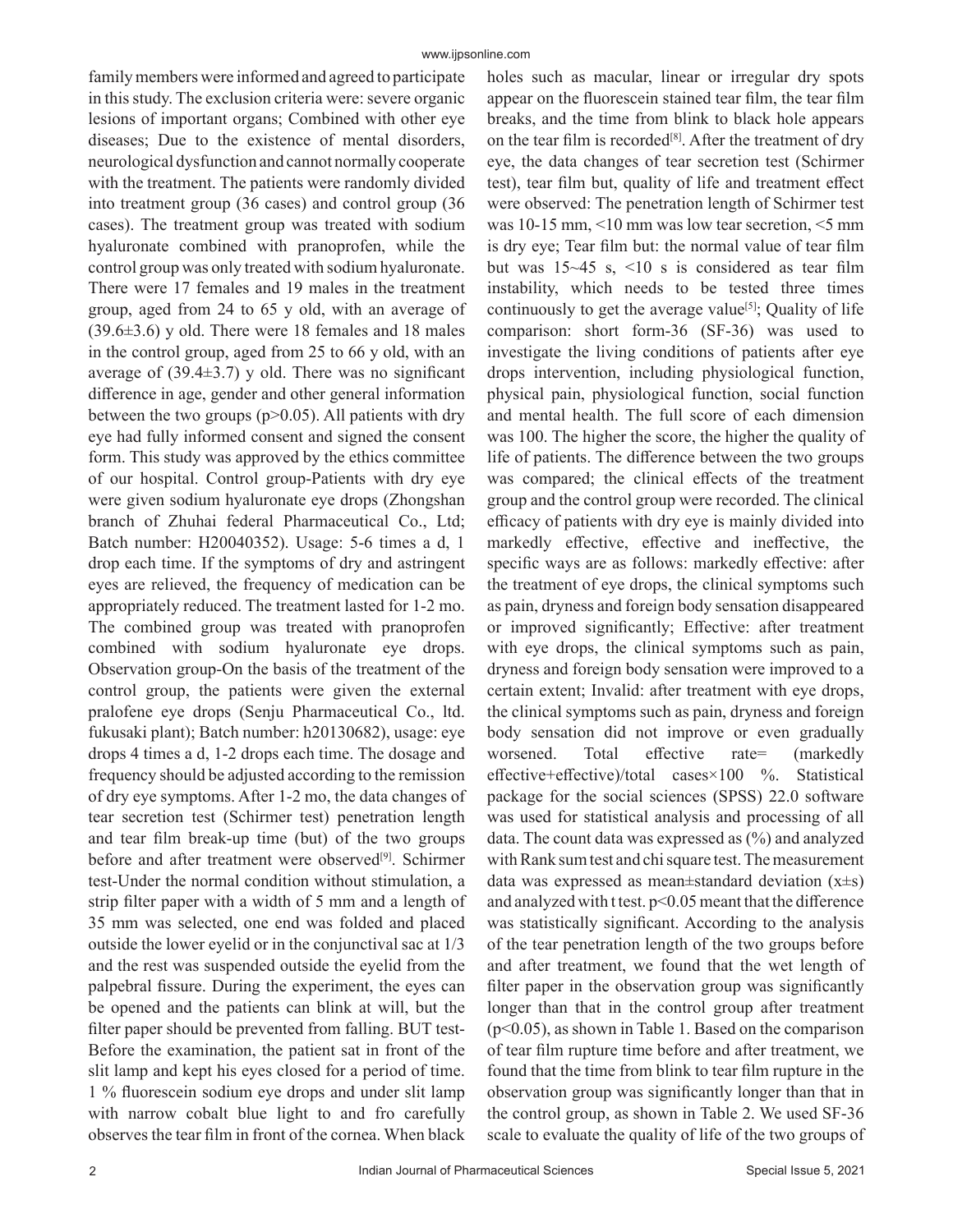family members were informed and agreed to participate in this study. The exclusion criteria were: severe organic lesions of important organs; Combined with other eye diseases; Due to the existence of mental disorders, neurological dysfunction and cannot normally cooperate with the treatment. The patients were randomly divided into treatment group (36 cases) and control group (36 cases). The treatment group was treated with sodium hyaluronate combined with pranoprofen, while the control group was only treated with sodium hyaluronate. There were 17 females and 19 males in the treatment group, aged from 24 to 65 y old, with an average of (39.6±3.6) y old. There were 18 females and 18 males in the control group, aged from 25 to 66 y old, with an average of (39.4±3.7) y old. There was no significant difference in age, gender and other general information between the two groups ($p>0.05$). All patients with dry eye had fully informed consent and signed the consent form. This study was approved by the ethics committee of our hospital. Control group-Patients with dry eye were given sodium hyaluronate eye drops (Zhongshan branch of Zhuhai federal Pharmaceutical Co., Ltd; Batch number: H20040352). Usage: 5-6 times a d, 1 drop each time. If the symptoms of dry and astringent eyes are relieved, the frequency of medication can be appropriately reduced. The treatment lasted for 1-2 mo. The combined group was treated with pranoprofen combined with sodium hyaluronate eye drops. Observation group-On the basis of the treatment of the control group, the patients were given the external pralofene eye drops (Senju Pharmaceutical Co., ltd. fukusaki plant); Batch number: h20130682), usage: eye drops 4 times a d, 1-2 drops each time. The dosage and frequency should be adjusted according to the remission of dry eye symptoms. After 1-2 mo, the data changes of tear secretion test (Schirmer test) penetration length and tear film break-up time (but) of the two groups before and after treatment were observed[9]. Schirmer test-Under the normal condition without stimulation, a strip filter paper with a width of 5 mm and a length of 35 mm was selected, one end was folded and placed outside the lower eyelid or in the conjunctival sac at 1/3 and the rest was suspended outside the eyelid from the palpebral fissure. During the experiment, the eyes can be opened and the patients can blink at will, but the filter paper should be prevented from falling. BUT test-Before the examination, the patient sat in front of the slit lamp and kept his eyes closed for a period of time. 1 % fluorescein sodium eye drops and under slit lamp with narrow cobalt blue light to and fro carefully observes the tear film in front of the cornea. When black holes such as macular, linear or irregular dry spots appear on the fluorescein stained tear film, the tear film breaks, and the time from blink to black hole appears on the tear film is recorded[8]. After the treatment of dry eye, the data changes of tear secretion test (Schirmer test), tear film but, quality of life and treatment effect were observed: The penetration length of Schirmer test was 10-15 mm, <10 mm was low tear secretion, <5 mm is dry eye; Tear film but: the normal value of tear film but was 15~45 s, <10 s is considered as tear film instability, which needs to be tested three times continuously to get the average value[5]; Quality of life comparison: short form-36 (SF-36) was used to investigate the living conditions of patients after eye drops intervention, including physiological function, physical pain, physiological function, social function and mental health. The full score of each dimension was 100. The higher the score, the higher the quality of life of patients. The difference between the two groups was compared; the clinical effects of the treatment group and the control group were recorded. The clinical efficacy of patients with dry eye is mainly divided into markedly effective, effective and ineffective, the specific ways are as follows: markedly effective: after the treatment of eye drops, the clinical symptoms such as pain, dryness and foreign body sensation disappeared or improved significantly; Effective: after treatment with eye drops, the clinical symptoms such as pain, dryness and foreign body sensation were improved to a certain extent; Invalid: after treatment with eye drops, the clinical symptoms such as pain, dryness and foreign body sensation did not improve or even gradually worsened. Total effective rate= (markedly effective+effective)/total cases×100 %. Statistical package for the social sciences (SPSS) 22.0 software was used for statistical analysis and processing of all data. The count data was expressed as (%) and analyzed with Rank sum test and chi square test. The measurement data was expressed as mean±standard deviation (x±s) and analyzed with t test. $p<0.05$ meant that the difference was statistically significant. According to the analysis of the tear penetration length of the two groups before and after treatment, we found that the wet length of filter paper in the observation group was significantly longer than that in the control group after treatment ($p<0.05$), as shown in Table 1. Based on the comparison of tear film rupture time before and after treatment, we found that the time from blink to tear film rupture in the observation group was significantly longer than that in the control group, as shown in Table 2. We used SF-36 scale to evaluate the quality of life of the two groups of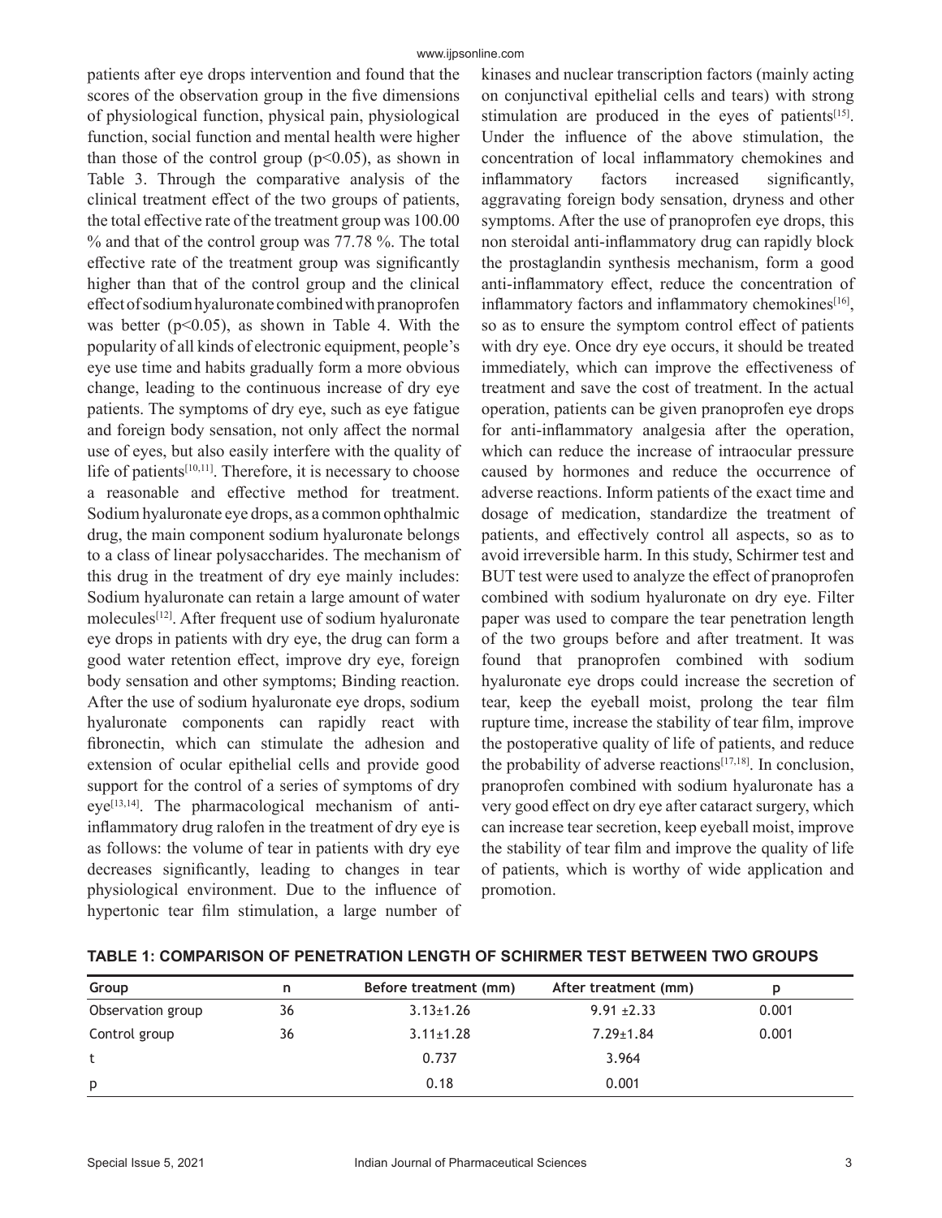patients after eye drops intervention and found that the scores of the observation group in the five dimensions of physiological function, physical pain, physiological function, social function and mental health were higher than those of the control group ($p<0.05$), as shown in Table 3. Through the comparative analysis of the clinical treatment effect of the two groups of patients, the total effective rate of the treatment group was 100.00 % and that of the control group was 77.78 %. The total effective rate of the treatment group was significantly higher than that of the control group and the clinical effect of sodium hyaluronate combined with pranoprofen was better ($p<0.05$), as shown in Table 4. With the popularity of all kinds of electronic equipment, people's eye use time and habits gradually form a more obvious change, leading to the continuous increase of dry eye patients. The symptoms of dry eye, such as eye fatigue and foreign body sensation, not only affect the normal use of eyes, but also easily interfere with the quality of life of patients[10,11]. Therefore, it is necessary to choose a reasonable and effective method for treatment. Sodium hyaluronate eye drops, as a common ophthalmic drug, the main component sodium hyaluronate belongs to a class of linear polysaccharides. The mechanism of this drug in the treatment of dry eye mainly includes: Sodium hyaluronate can retain a large amount of water molecules[12]. After frequent use of sodium hyaluronate eye drops in patients with dry eye, the drug can form a good water retention effect, improve dry eye, foreign body sensation and other symptoms; Binding reaction. After the use of sodium hyaluronate eye drops, sodium hyaluronate components can rapidly react with fibronectin, which can stimulate the adhesion and extension of ocular epithelial cells and provide good support for the control of a series of symptoms of dry eye[13,14]. The pharmacological mechanism of anti-inflammatory drug ralofen in the treatment of dry eye is as follows: the volume of tear in patients with dry eye decreases significantly, leading to changes in tear physiological environment. Due to the influence of hypertonic tear film stimulation, a large number of kinases and nuclear transcription factors (mainly acting on conjunctival epithelial cells and tears) with strong stimulation are produced in the eyes of patients[15]. Under the influence of the above stimulation, the concentration of local inflammatory chemokines and inflammatory factors increased significantly, aggravating foreign body sensation, dryness and other symptoms. After the use of pranoprofen eye drops, this non steroidal anti-inflammatory drug can rapidly block the prostaglandin synthesis mechanism, form a good anti-inflammatory effect, reduce the concentration of inflammatory factors and inflammatory chemokines[16], so as to ensure the symptom control effect of patients with dry eye. Once dry eye occurs, it should be treated immediately, which can improve the effectiveness of treatment and save the cost of treatment. In the actual operation, patients can be given pranoprofen eye drops for anti-inflammatory analgesia after the operation, which can reduce the increase of intraocular pressure caused by hormones and reduce the occurrence of adverse reactions. Inform patients of the exact time and dosage of medication, standardize the treatment of patients, and effectively control all aspects, so as to avoid irreversible harm. In this study, Schirmer test and BUT test were used to analyze the effect of pranoprofen combined with sodium hyaluronate on dry eye. Filter paper was used to compare the tear penetration length of the two groups before and after treatment. It was found that pranoprofen combined with sodium hyaluronate eye drops could increase the secretion of tear, keep the eyeball moist, prolong the tear film rupture time, increase the stability of tear film, improve the postoperative quality of life of patients, and reduce the probability of adverse reactions[17,18]. In conclusion, pranoprofen combined with sodium hyaluronate has a very good effect on dry eye after cataract surgery, which can increase tear secretion, keep eyeball moist, improve the stability of tear film and improve the quality of life of patients, which is worthy of wide application and promotion.

**TABLE 1: COMPARISON OF PENETRATION LENGTH OF SCHIRMER TEST BETWEEN TWO GROUPS**

| Group | n | Before treatment (mm) | After treatment (mm) | p |
|---|---|---|---|---|
| Observation group | 36 | 3.13±1.26 | 9.91 ±2.33 | 0.001 |
| Control group | 36 | 3.11±1.28 | 7.29±1.84 | 0.001 |
| t | | 0.737 | 3.964 | |
| p | | 0.18 | 0.001 | |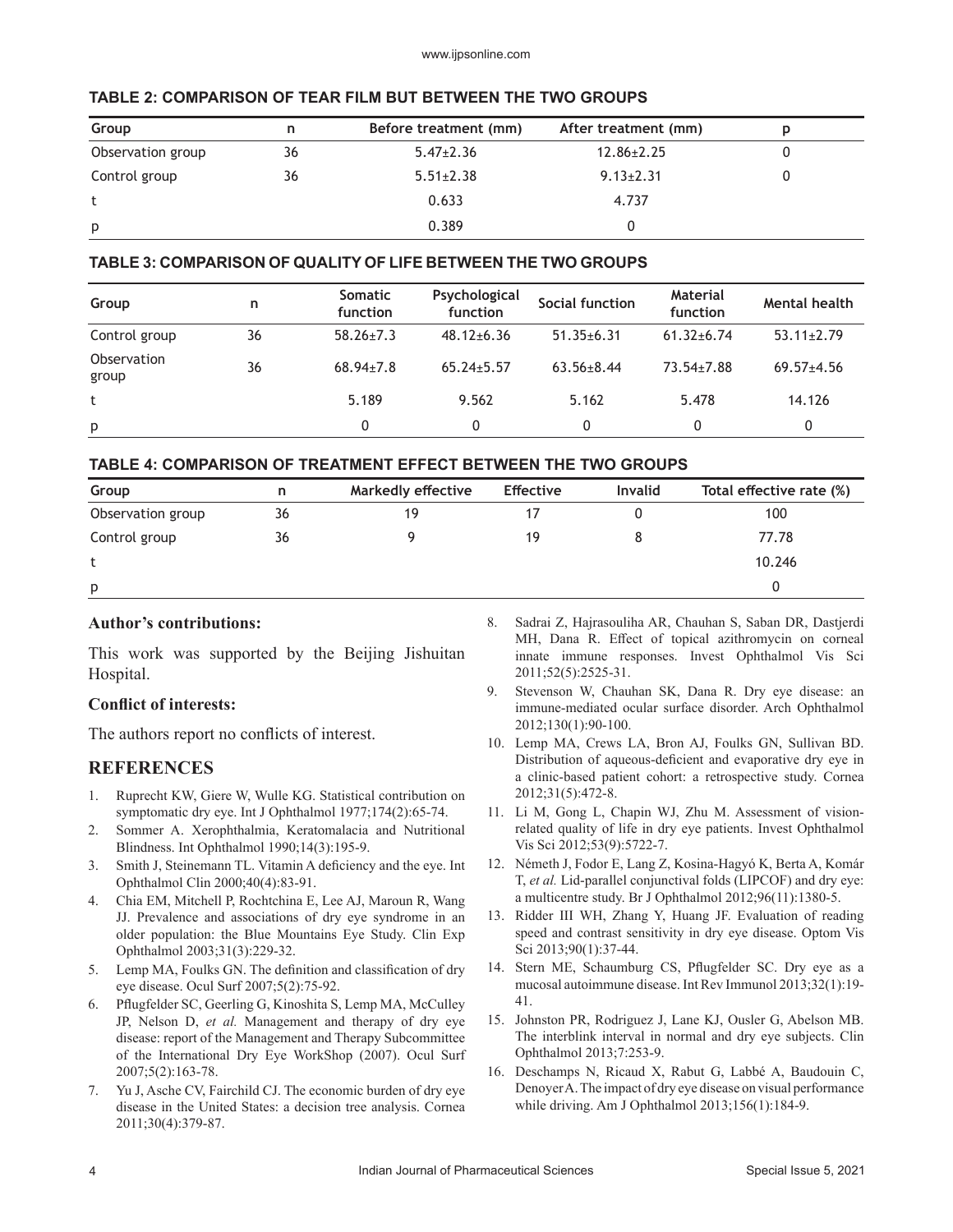**TABLE 2: COMPARISON OF TEAR FILM BUT BETWEEN THE TWO GROUPS**

| Group | n | Before treatment (mm) | After treatment (mm) | p |
|---|---|---|---|---|
| Observation group | 36 | 5.47±2.36 | 12.86±2.25 | 0 |
| Control group | 36 | 5.51±2.38 | 9.13±2.31 | 0 |
| t | | 0.633 | 4.737 | |
| p | | 0.389 | 0 | |

**TABLE 3: COMPARISON OF QUALITY OF LIFE BETWEEN THE TWO GROUPS**

| Group | n | Somatic function | Psychological function | Social function | Material function | Mental health |
|---|---|---|---|---|---|---|
| Control group | 36 | 58.26±7.3 | 48.12±6.36 | 51.35±6.31 | 61.32±6.74 | 53.11±2.79 |
| Observation group | 36 | 68.94±7.8 | 65.24±5.57 | 63.56±8.44 | 73.54±7.88 | 69.57±4.56 |
| t | | 5.189 | 9.562 | 5.162 | 5.478 | 14.126 |
| p | | 0 | 0 | 0 | 0 | 0 |

**TABLE 4: COMPARISON OF TREATMENT EFFECT BETWEEN THE TWO GROUPS**

| Group | n | Markedly effective | Effective | Invalid | Total effective rate (%) |
|---|---|---|---|---|---|
| Observation group | 36 | 19 | 17 | 0 | 100 |
| Control group | 36 | 9 | 19 | 8 | 77.78 |
| t | | | | | 10.246 |
| p | | | | | 0 |

**Author's contributions:**

This work was supported by the Beijing Jishuitan Hospital.

**Conflict of interests:**

The authors report no conflicts of interest.

## REFERENCES

1. Ruprecht KW, Giere W, Wulle KG. Statistical contribution on symptomatic dry eye. Int J Ophthalmol 1977;174(2):65-74.
2. Sommer A. Xerophthalmia, Keratomalacia and Nutritional Blindness. Int Ophthalmol 1990;14(3):195-9.
3. Smith J, Steinemann TL. Vitamin A deficiency and the eye. Int Ophthalmol Clin 2000;40(4):83-91.
4. Chia EM, Mitchell P, Rochtchina E, Lee AJ, Maroun R, Wang JJ. Prevalence and associations of dry eye syndrome in an older population: the Blue Mountains Eye Study. Clin Exp Ophthalmol 2003;31(3):229-32.
5. Lemp MA, Foulks GN. The definition and classification of dry eye disease. Ocul Surf 2007;5(2):75-92.
6. Pflugfelder SC, Geerling G, Kinoshita S, Lemp MA, McCulley JP, Nelson D, *et al.* Management and therapy of dry eye disease: report of the Management and Therapy Subcommittee of the International Dry Eye WorkShop (2007). Ocul Surf 2007;5(2):163-78.
7. Yu J, Asche CV, Fairchild CJ. The economic burden of dry eye disease in the United States: a decision tree analysis. Cornea 2011;30(4):379-87.
8. Sadrai Z, Hajrasouliha AR, Chauhan S, Saban DR, Dastjerdi MH, Dana R. Effect of topical azithromycin on corneal innate immune responses. Invest Ophthalmol Vis Sci 2011;52(5):2525-31.
9. Stevenson W, Chauhan SK, Dana R. Dry eye disease: an immune-mediated ocular surface disorder. Arch Ophthalmol 2012;130(1):90-100.
10. Lemp MA, Crews LA, Bron AJ, Foulks GN, Sullivan BD. Distribution of aqueous-deficient and evaporative dry eye in a clinic-based patient cohort: a retrospective study. Cornea 2012;31(5):472-8.
11. Li M, Gong L, Chapin WJ, Zhu M. Assessment of vision-related quality of life in dry eye patients. Invest Ophthalmol Vis Sci 2012;53(9):5722-7.
12. Németh J, Fodor E, Lang Z, Kosina-Hagyó K, Berta A, Komár T, *et al.* Lid-parallel conjunctival folds (LIPCOF) and dry eye: a multicentre study. Br J Ophthalmol 2012;96(11):1380-5.
13. Ridder III WH, Zhang Y, Huang JF. Evaluation of reading speed and contrast sensitivity in dry eye disease. Optom Vis Sci 2013;90(1):37-44.
14. Stern ME, Schaumburg CS, Pflugfelder SC. Dry eye as a mucosal autoimmune disease. Int Rev Immunol 2013;32(1):19-41.
15. Johnston PR, Rodriguez J, Lane KJ, Ousler G, Abelson MB. The interblink interval in normal and dry eye subjects. Clin Ophthalmol 2013;7:253-9.
16. Deschamps N, Ricaud X, Rabut G, Labbé A, Baudouin C, Denoyer A. The impact of dry eye disease on visual performance while driving. Am J Ophthalmol 2013;156(1):184-9.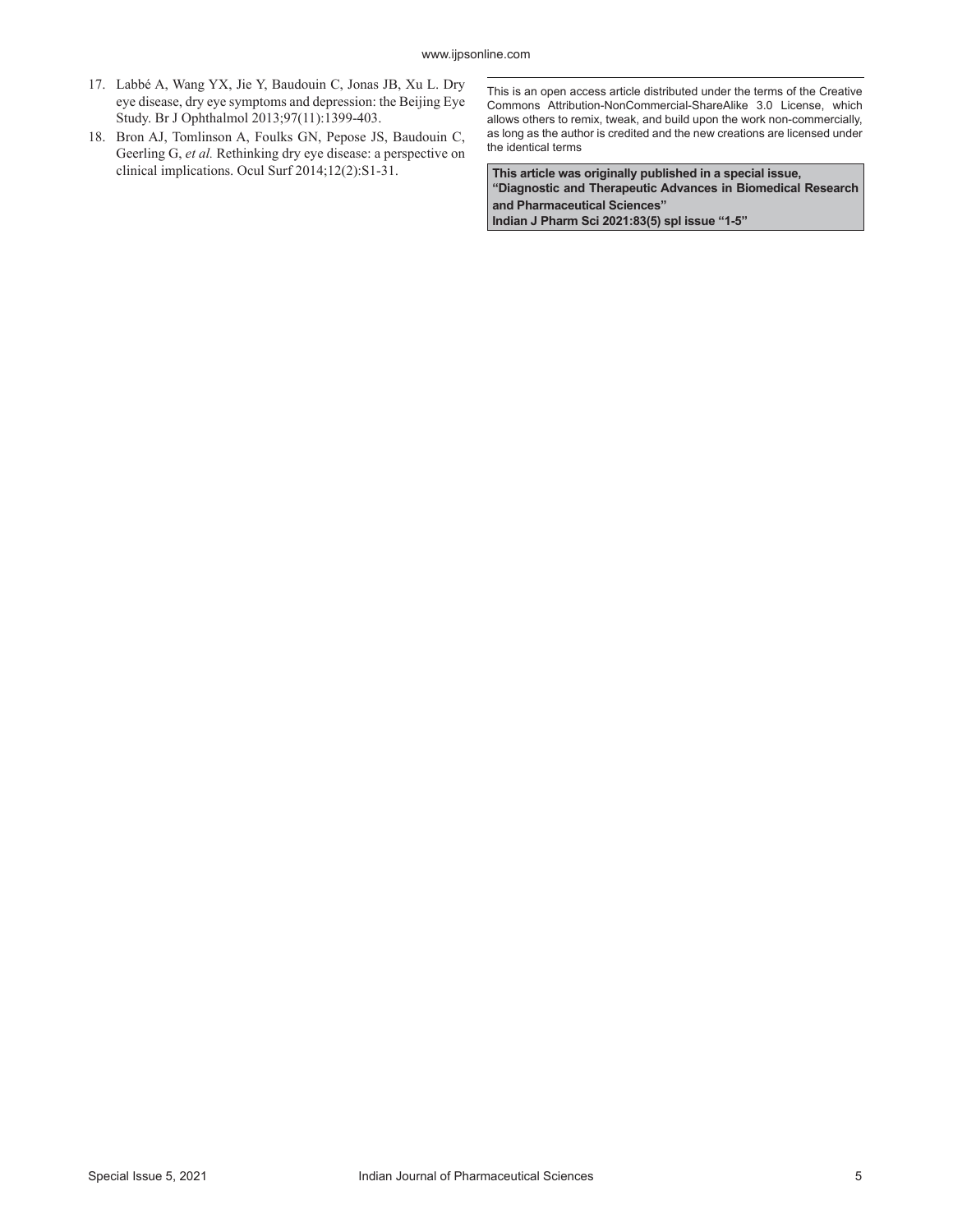17. Labbé A, Wang YX, Jie Y, Baudouin C, Jonas JB, Xu L. Dry eye disease, dry eye symptoms and depression: the Beijing Eye Study. Br J Ophthalmol 2013;97(11):1399-403.
18. Bron AJ, Tomlinson A, Foulks GN, Pepose JS, Baudouin C, Geerling G, *et al.* Rethinking dry eye disease: a perspective on clinical implications. Ocul Surf 2014;12(2):S1-31.

This is an open access article distributed under the terms of the Creative Commons Attribution-NonCommercial-ShareAlike 3.0 License, which allows others to remix, tweak, and build upon the work non-commercially, as long as the author is credited and the new creations are licensed under the identical terms

**This article was originally published in a special issue, "Diagnostic and Therapeutic Advances in Biomedical Research and Pharmaceutical Sciences"**
**Indian J Pharm Sci 2021:83(5) spl issue "1-5"**